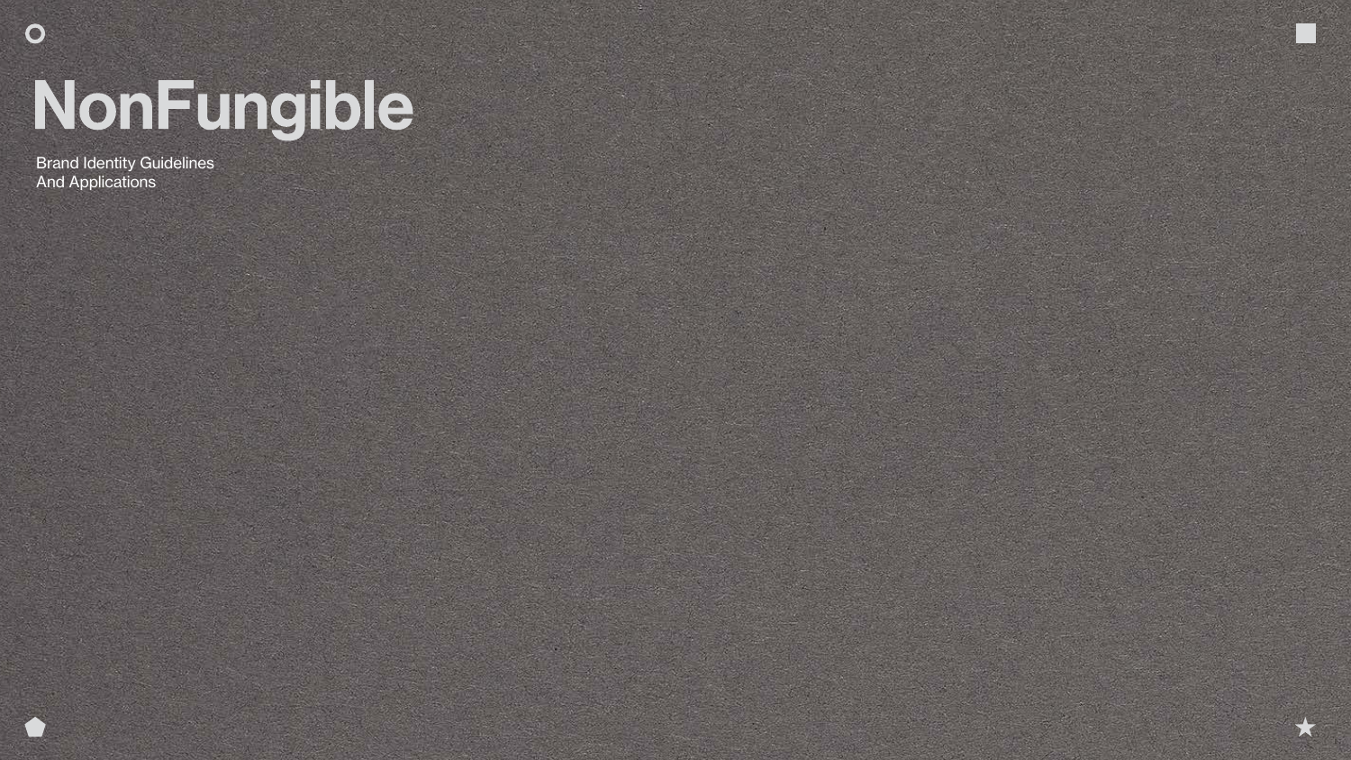# NonFungible

Brand Identity Guidelines
And Applications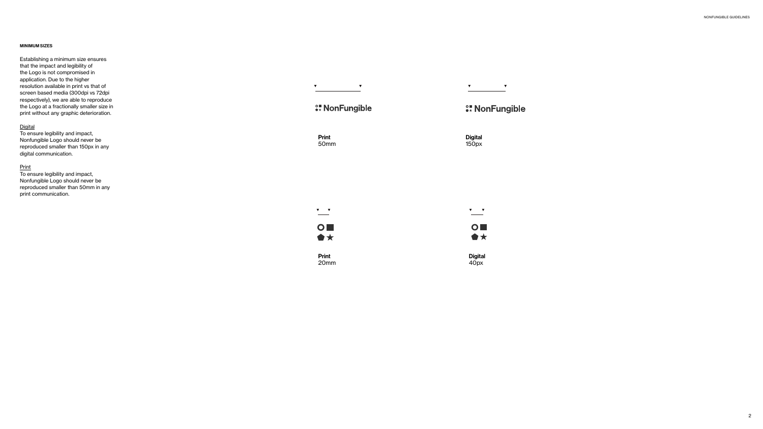## MINIMUM SIZES

Establishing a minimum size ensures that the impact and legibility of the Logo is not compromised in application. Due to the higher resolution available in print vs that of screen based media (300dpi vs 72dpi respectively), we are able to reproduce the Logo at a fractionally smaller size in print without any graphic deterioration.

Digital
To ensure legibility and impact, Nonfungible Logo should never be reproduced smaller than 150px in any digital communication.

Print
To ensure legibility and impact, Nonfungible Logo should never be reproduced smaller than 50mm in any print communication.

NonFungible

**Print**
50mm

NonFungible

**Digital**
150px

**Print**
20mm

**Digital**
40px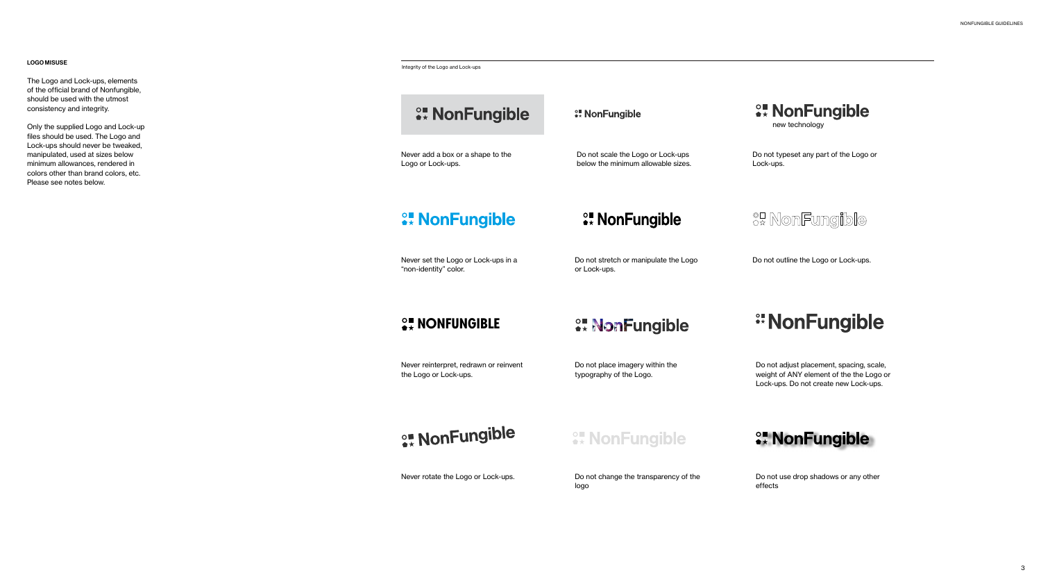## LOGO MISUSE

The Logo and Lock-ups, elements of the official brand of Nonfungible, should be used with the utmost consistency and integrity.

Only the supplied Logo and Lock-up files should be used. The Logo and Lock-ups should never be tweaked, manipulated, used at sizes below minimum allowances, rendered in colors other than brand colors, etc. Please see notes below.

Integrity of the Logo and Lock-ups

Never add a box or a shape to the Logo or Lock-ups.

Do not scale the Logo or Lock-ups below the minimum allowable sizes.

Do not typeset any part of the Logo or Lock-ups.

Never set the Logo or Lock-ups in a "non-identity" color.

Do not stretch or manipulate the Logo or Lock-ups.

Do not outline the Logo or Lock-ups.

Never reinterpret, redrawn or reinvent the Logo or Lock-ups.

Do not place imagery within the typography of the Logo.

Do not adjust placement, spacing, scale, weight of ANY element of the the Logo or Lock-ups. Do not create new Lock-ups.

Never rotate the Logo or Lock-ups.

Do not change the transparency of the logo

Do not use drop shadows or any other effects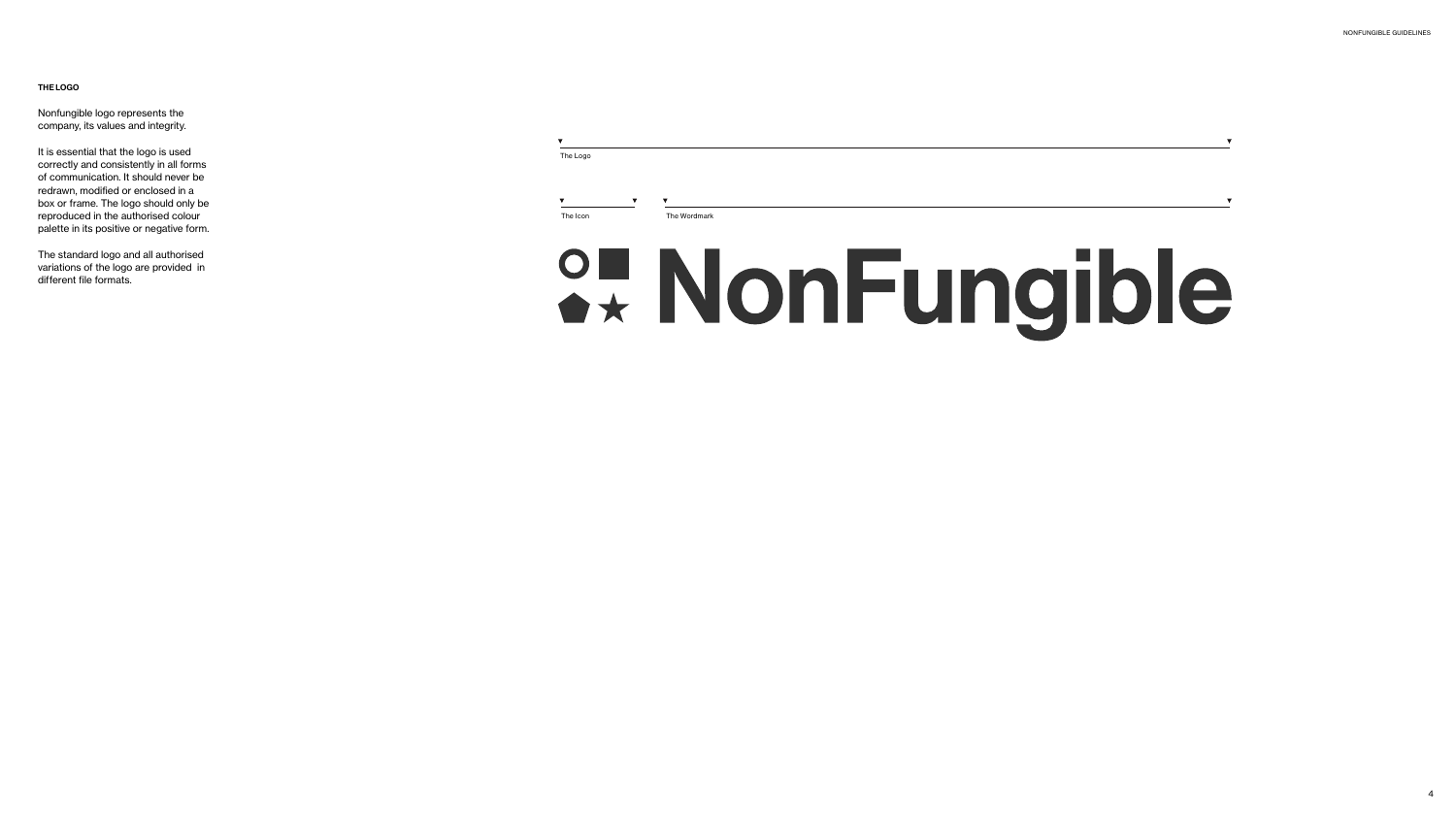## THE LOGO

Nonfungible logo represents the company, its values and integrity.

It is essential that the logo is used correctly and consistently in all forms of communication. It should never be redrawn, modified or enclosed in a box or frame. The logo should only be reproduced in the authorised colour palette in its positive or negative form.

The standard logo and all authorised variations of the logo are provided in different file formats.

The Logo

The Icon

The Wordmark

NonFungible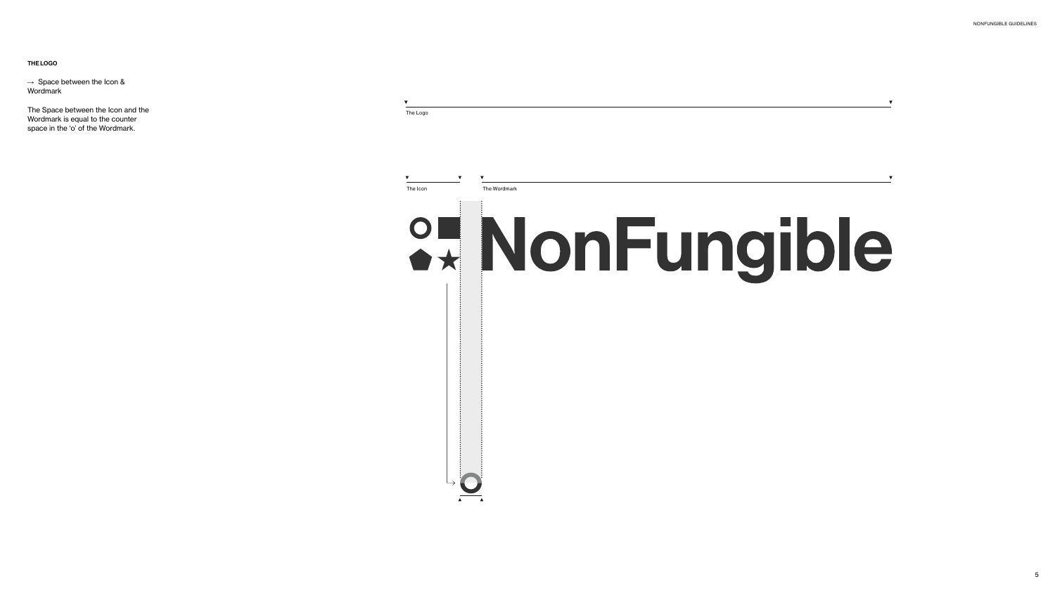**THE LOGO**

→ Space between the Icon & Wordmark

The Space between the Icon and the Wordmark is equal to the counter space in the 'o' of the Wordmark.

The Logo

The Icon

The Wordmark

NonFungible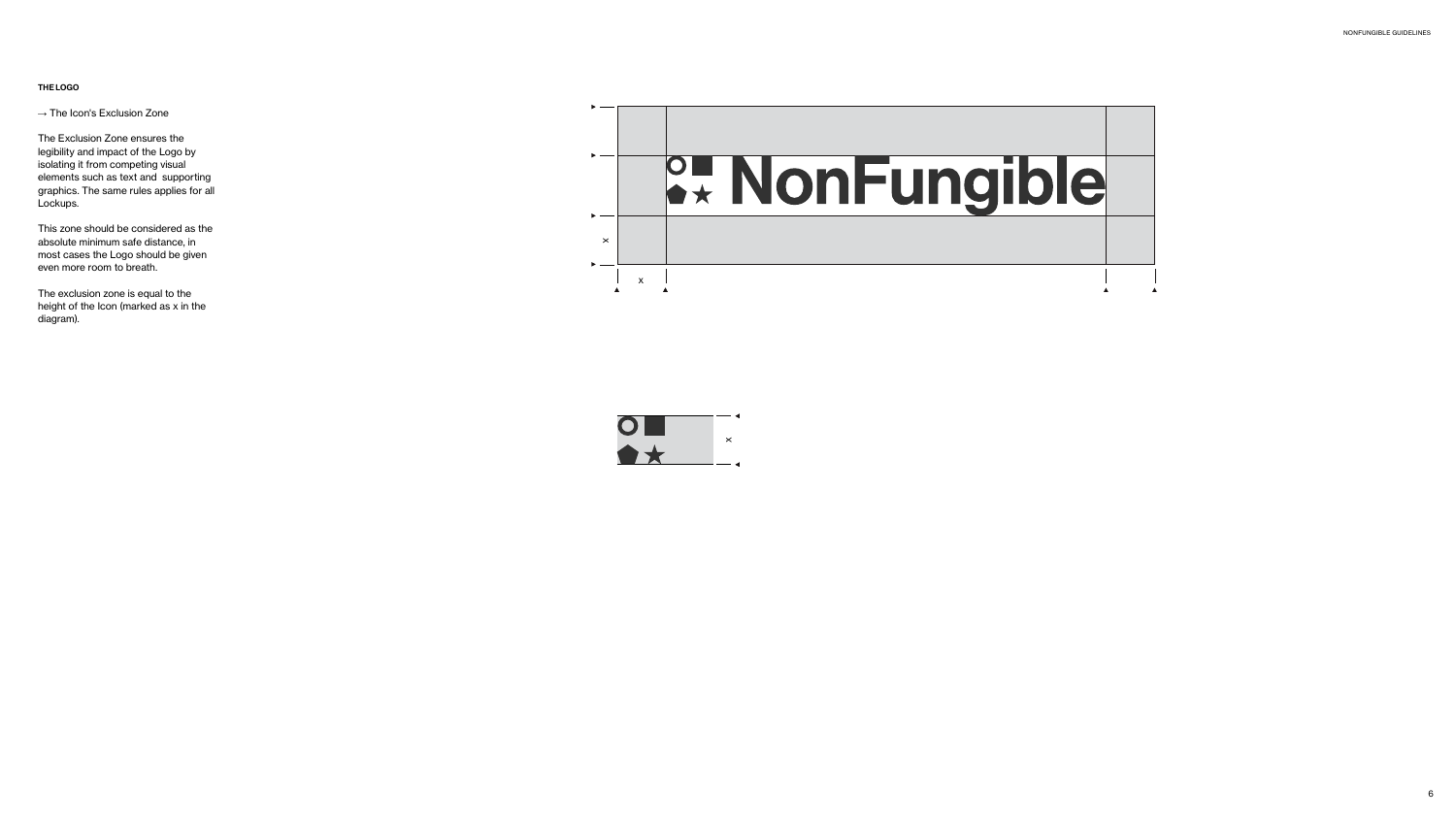**THE LOGO**

→ The Icon's Exclusion Zone

The Exclusion Zone ensures the legibility and impact of the Logo by isolating it from competing visual elements such as text and supporting graphics. The same rules applies for all Lockups.

This zone should be considered as the absolute minimum safe distance, in most cases the Logo should be given even more room to breath.

The exclusion zone is equal to the height of the Icon (marked as x in the diagram).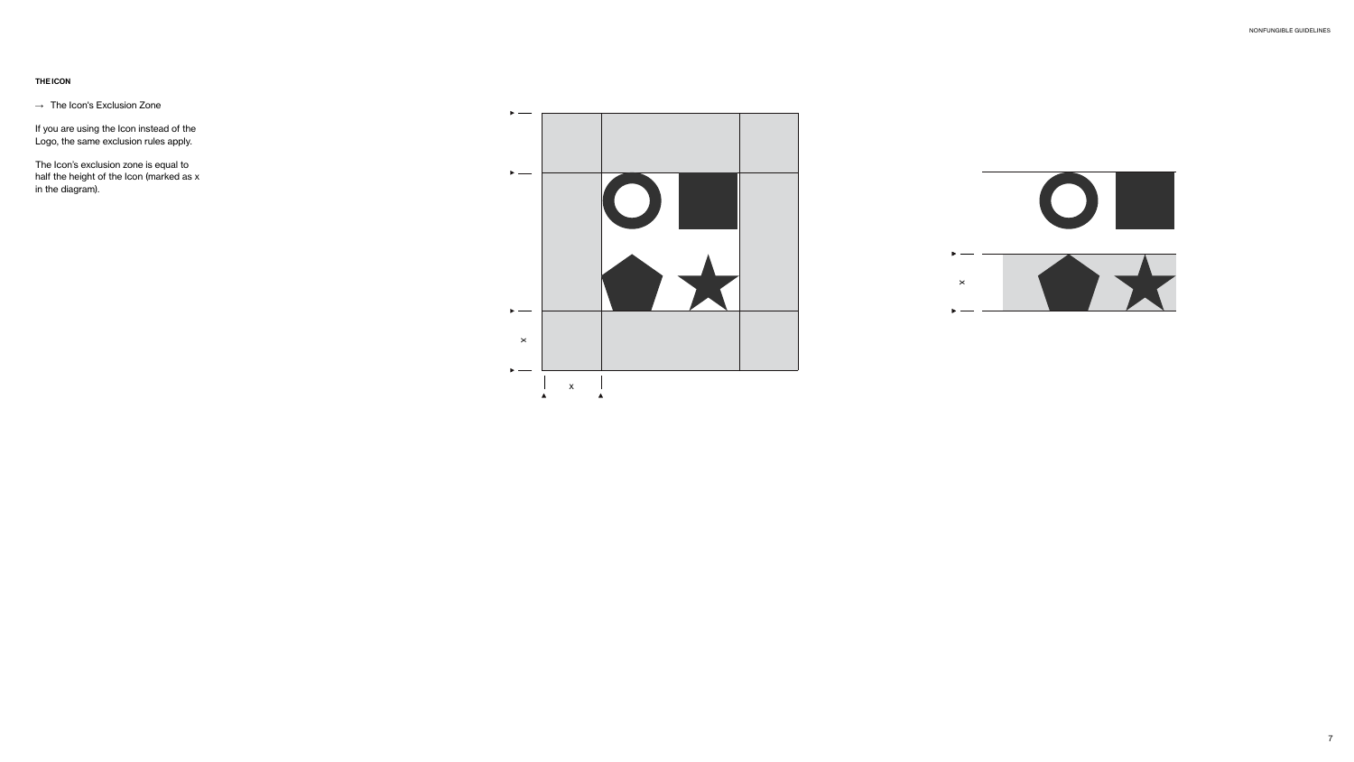**THE ICON**

→ The Icon's Exclusion Zone

If you are using the Icon instead of the Logo, the same exclusion rules apply.

The Icon's exclusion zone is equal to half the height of the Icon (marked as x in the diagram).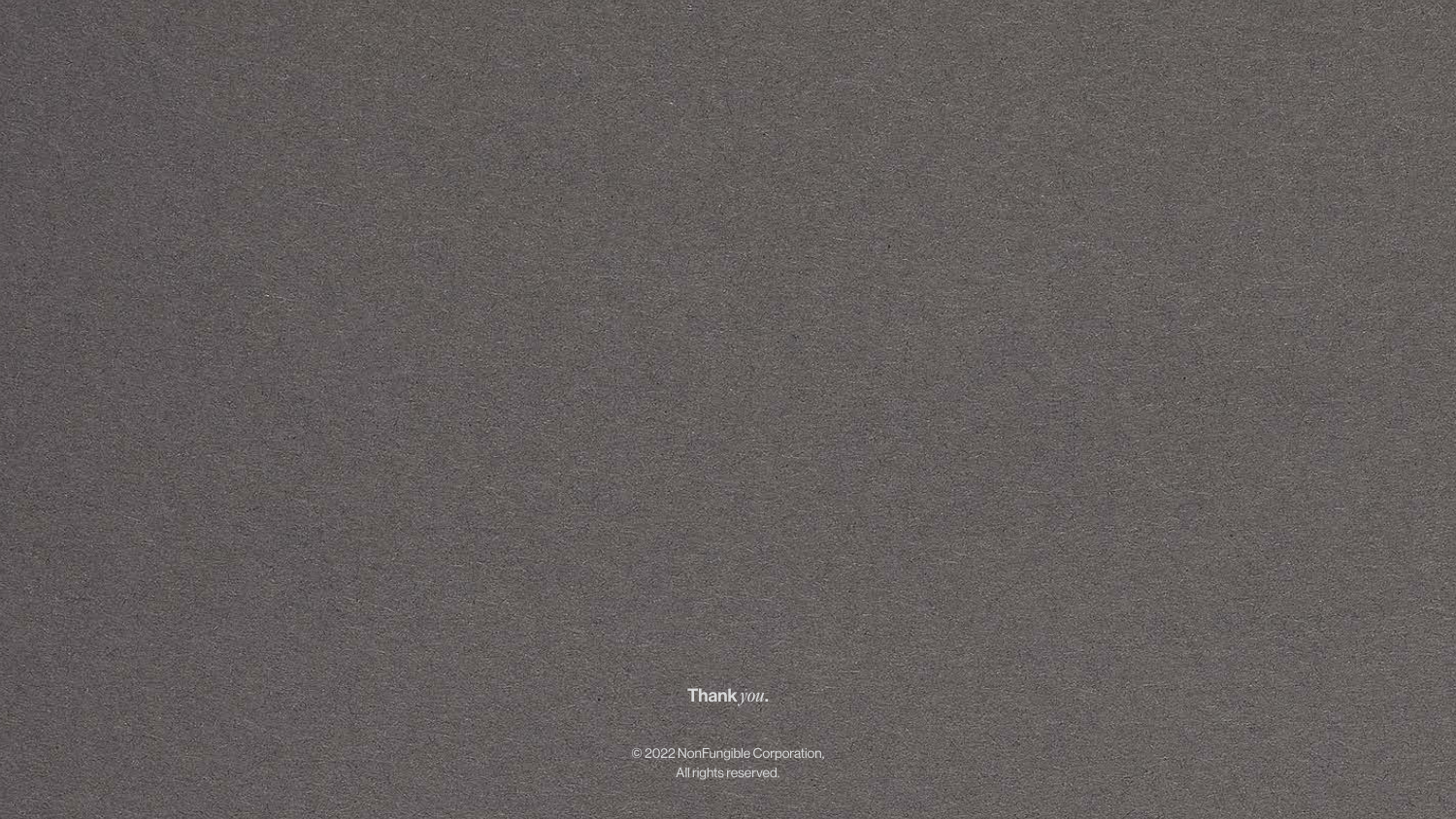**Thank** *you*.

© 2022 NonFungible Corporation,
All rights reserved.